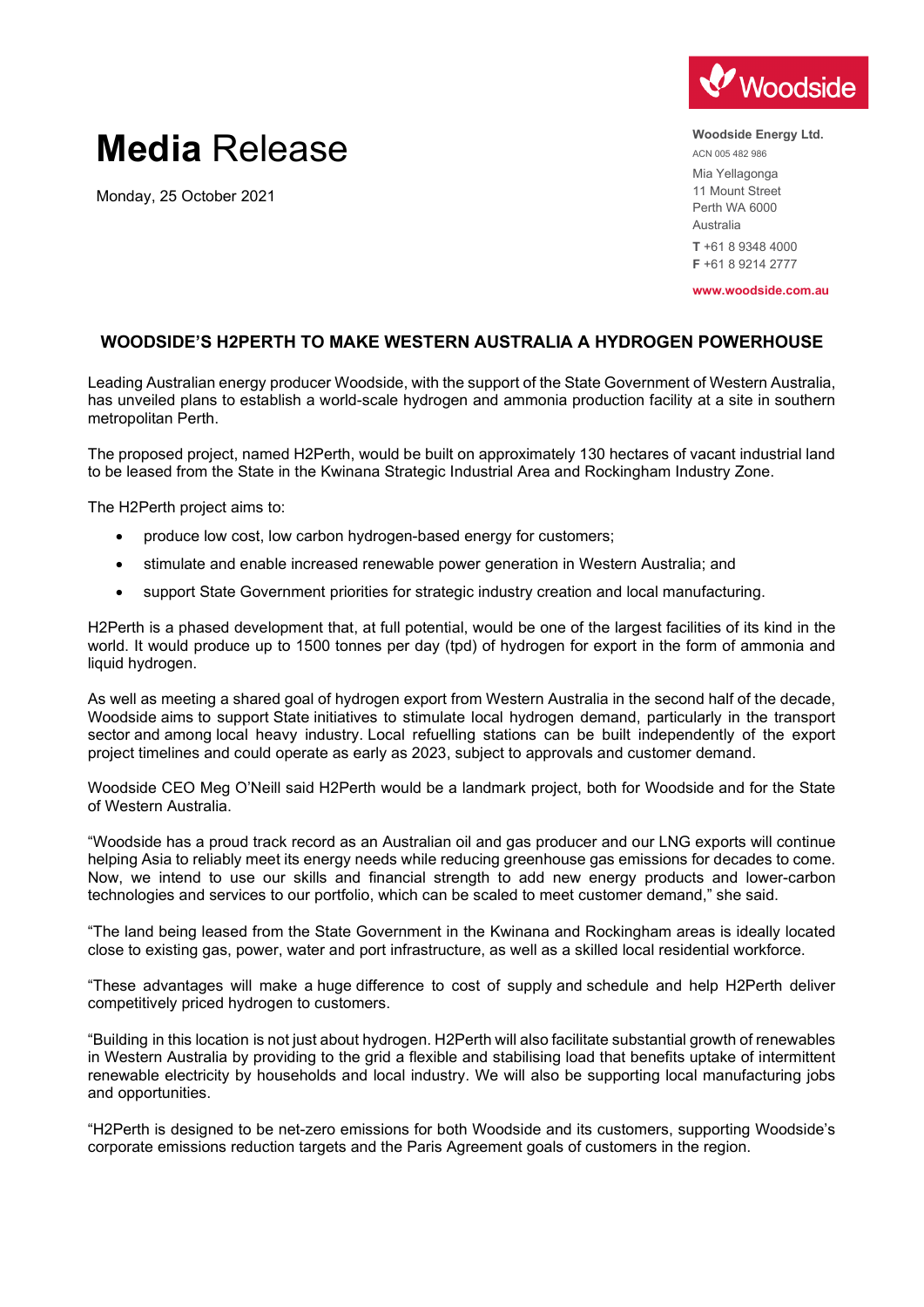# **Media** Release

Monday, 25 October 2021

Woodside

**Woodside Energy Ltd.**
ACN 005 482 986
Mia Yellagonga
11 Mount Street
Perth WA 6000
Australia
**T** +61 8 9348 4000
**F** +61 8 9214 2777
**www.woodside.com.au**

## WOODSIDE'S H2PERTH TO MAKE WESTERN AUSTRALIA A HYDROGEN POWERHOUSE

Leading Australian energy producer Woodside, with the support of the State Government of Western Australia, has unveiled plans to establish a world-scale hydrogen and ammonia production facility at a site in southern metropolitan Perth.

The proposed project, named H2Perth, would be built on approximately 130 hectares of vacant industrial land to be leased from the State in the Kwinana Strategic Industrial Area and Rockingham Industry Zone.

The H2Perth project aims to:

- produce low cost, low carbon hydrogen-based energy for customers;
- stimulate and enable increased renewable power generation in Western Australia; and
- support State Government priorities for strategic industry creation and local manufacturing.

H2Perth is a phased development that, at full potential, would be one of the largest facilities of its kind in the world. It would produce up to 1500 tonnes per day (tpd) of hydrogen for export in the form of ammonia and liquid hydrogen.

As well as meeting a shared goal of hydrogen export from Western Australia in the second half of the decade, Woodside aims to support State initiatives to stimulate local hydrogen demand, particularly in the transport sector and among local heavy industry. Local refuelling stations can be built independently of the export project timelines and could operate as early as 2023, subject to approvals and customer demand.

Woodside CEO Meg O'Neill said H2Perth would be a landmark project, both for Woodside and for the State of Western Australia.

"Woodside has a proud track record as an Australian oil and gas producer and our LNG exports will continue helping Asia to reliably meet its energy needs while reducing greenhouse gas emissions for decades to come. Now, we intend to use our skills and financial strength to add new energy products and lower-carbon technologies and services to our portfolio, which can be scaled to meet customer demand," she said.

"The land being leased from the State Government in the Kwinana and Rockingham areas is ideally located close to existing gas, power, water and port infrastructure, as well as a skilled local residential workforce.

"These advantages will make a huge difference to cost of supply and schedule and help H2Perth deliver competitively priced hydrogen to customers.

"Building in this location is not just about hydrogen. H2Perth will also facilitate substantial growth of renewables in Western Australia by providing to the grid a flexible and stabilising load that benefits uptake of intermittent renewable electricity by households and local industry. We will also be supporting local manufacturing jobs and opportunities.

"H2Perth is designed to be net-zero emissions for both Woodside and its customers, supporting Woodside's corporate emissions reduction targets and the Paris Agreement goals of customers in the region.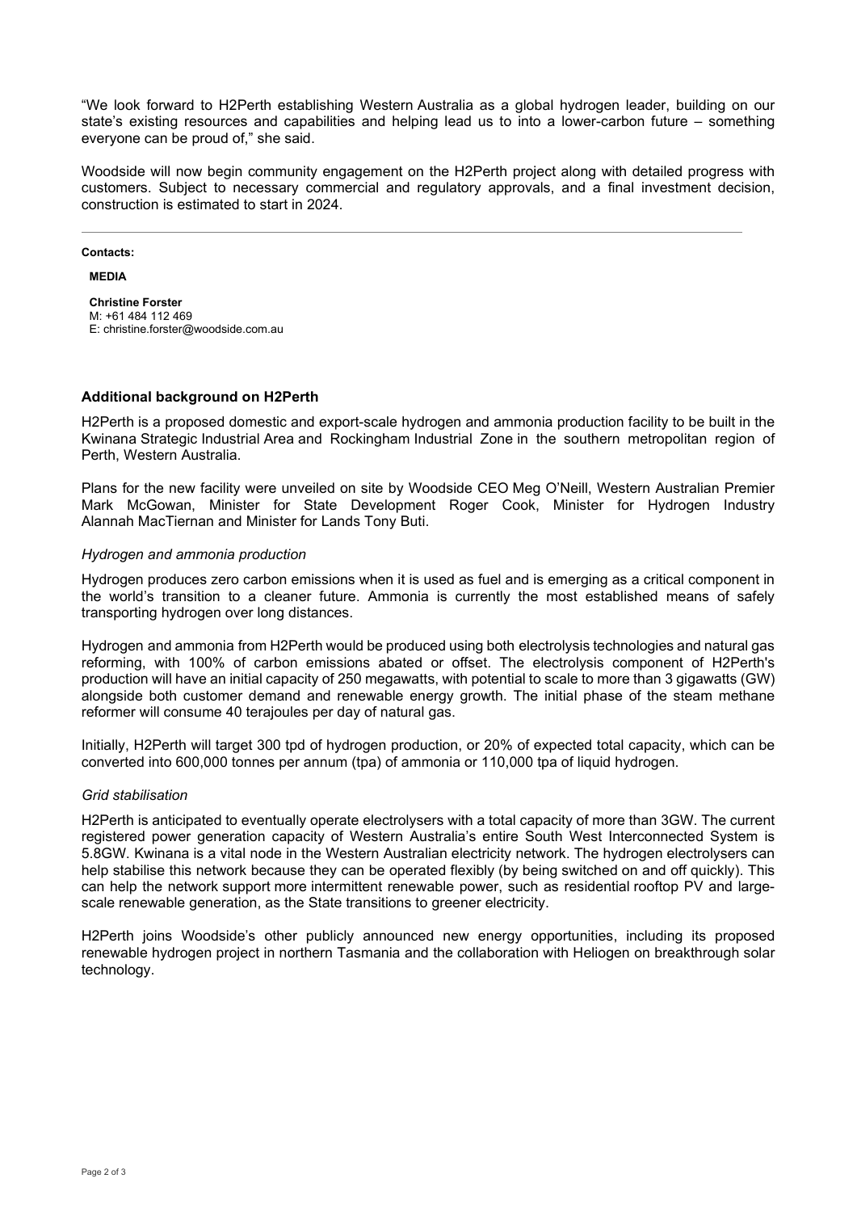"We look forward to H2Perth establishing Western Australia as a global hydrogen leader, building on our state's existing resources and capabilities and helping lead us to into a lower-carbon future – something everyone can be proud of," she said.

Woodside will now begin community engagement on the H2Perth project along with detailed progress with customers. Subject to necessary commercial and regulatory approvals, and a final investment decision, construction is estimated to start in 2024.

---

**Contacts:**

**MEDIA**

**Christine Forster**
M: +61 484 112 469
E: christine.forster@woodside.com.au

### Additional background on H2Perth

H2Perth is a proposed domestic and export-scale hydrogen and ammonia production facility to be built in the Kwinana Strategic Industrial Area and Rockingham Industrial Zone in the southern metropolitan region of Perth, Western Australia.

Plans for the new facility were unveiled on site by Woodside CEO Meg O'Neill, Western Australian Premier Mark McGowan, Minister for State Development Roger Cook, Minister for Hydrogen Industry Alannah MacTiernan and Minister for Lands Tony Buti.

*Hydrogen and ammonia production*

Hydrogen produces zero carbon emissions when it is used as fuel and is emerging as a critical component in the world's transition to a cleaner future. Ammonia is currently the most established means of safely transporting hydrogen over long distances.

Hydrogen and ammonia from H2Perth would be produced using both electrolysis technologies and natural gas reforming, with 100% of carbon emissions abated or offset. The electrolysis component of H2Perth's production will have an initial capacity of 250 megawatts, with potential to scale to more than 3 gigawatts (GW) alongside both customer demand and renewable energy growth. The initial phase of the steam methane reformer will consume 40 terajoules per day of natural gas.

Initially, H2Perth will target 300 tpd of hydrogen production, or 20% of expected total capacity, which can be converted into 600,000 tonnes per annum (tpa) of ammonia or 110,000 tpa of liquid hydrogen.

*Grid stabilisation*

H2Perth is anticipated to eventually operate electrolysers with a total capacity of more than 3GW. The current registered power generation capacity of Western Australia's entire South West Interconnected System is 5.8GW. Kwinana is a vital node in the Western Australian electricity network. The hydrogen electrolysers can help stabilise this network because they can be operated flexibly (by being switched on and off quickly). This can help the network support more intermittent renewable power, such as residential rooftop PV and large-scale renewable generation, as the State transitions to greener electricity.

H2Perth joins Woodside's other publicly announced new energy opportunities, including its proposed renewable hydrogen project in northern Tasmania and the collaboration with Heliogen on breakthrough solar technology.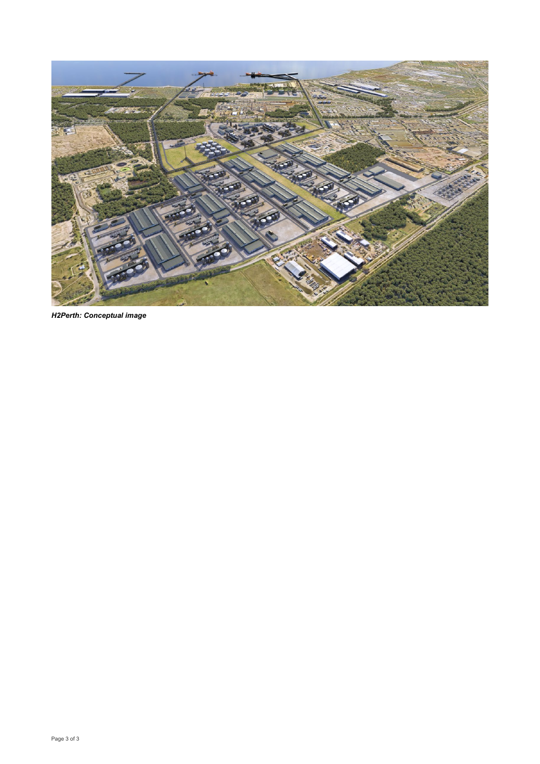***H2Perth: Conceptual image***